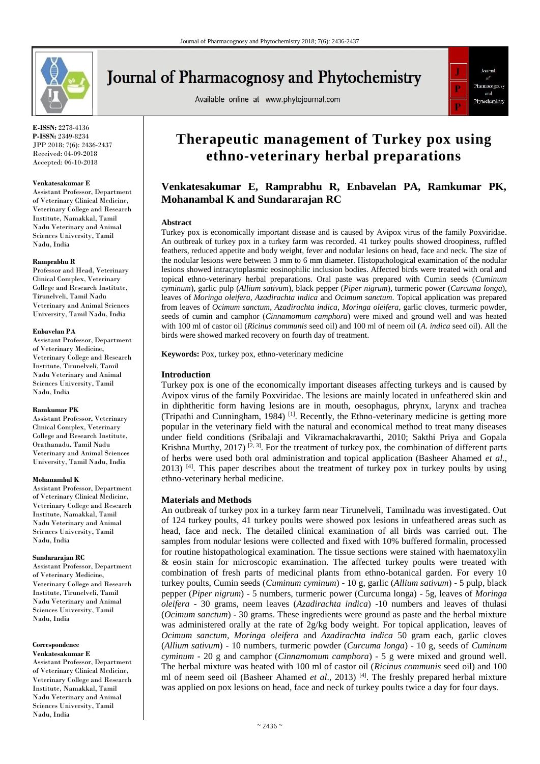E-ISSN: 2278-4136
P-ISSN: 2349-8234
JPP 2018; 7(6): 2436-2437
Received: 04-09-2018
Accepted: 06-10-2018

**Venkatesakumar E**
Assistant Professor, Department of Veterinary Clinical Medicine, Veterinary College and Research Institute, Namakkal, Tamil Nadu Veterinary and Animal Sciences University, Tamil Nadu, India

**Ramprabhu R**
Professor and Head, Veterinary Clinical Complex, Veterinary College and Research Institute, Tirunelveli, Tamil Nadu Veterinary and Animal Sciences University, Tamil Nadu, India

**Enbavelan PA**
Assistant Professor, Department of Veterinary Medicine, Veterinary College and Research Institute, Tirunelveli, Tamil Nadu Veterinary and Animal Sciences University, Tamil Nadu, India

**Ramkumar PK**
Assistant Professor, Veterinary Clinical Complex, Veterinary College and Research Institute, Orathanadu, Tamil Nadu Veterinary and Animal Sciences University, Tamil Nadu, India

**Mohanambal K**
Assistant Professor, Department of Veterinary Clinical Medicine, Veterinary College and Research Institute, Namakkal, Tamil Nadu Veterinary and Animal Sciences University, Tamil Nadu, India

**Sundararajan RC**
Assistant Professor, Department of Veterinary Medicine, Veterinary College and Research Institute, Tirunelveli, Tamil Nadu Veterinary and Animal Sciences University, Tamil Nadu, India

**Correspondence**
**Venkatesakumar E**
Assistant Professor, Department of Veterinary Clinical Medicine, Veterinary College and Research Institute, Namakkal, Tamil Nadu Veterinary and Animal Sciences University, Tamil Nadu, India

# Therapeutic management of Turkey pox using ethno-veterinary herbal preparations

**Venkatesakumar E, Ramprabhu R, Enbavelan PA, Ramkumar PK, Mohanambal K and Sundararajan RC**

## Abstract

Turkey pox is economically important disease and is caused by Avipox virus of the family Poxviridae. An outbreak of turkey pox in a turkey farm was recorded. 41 turkey poults showed droopiness, ruffled feathers, reduced appetite and body weight, fever and nodular lesions on head, face and neck. The size of the nodular lesions were between 3 mm to 6 mm diameter. Histopathological examination of the nodular lesions showed intracytoplasmic eosinophilic inclusion bodies. Affected birds were treated with oral and topical ethno-veterinary herbal preparations. Oral paste was prepared with Cumin seeds (*Cuminum cyminum*), garlic pulp (*Allium sativum*), black pepper (*Piper nigrum*), turmeric power (*Curcuma longa*), leaves of *Moringa oleifera*, *Azadirachta indica* and *Ocimum sanctum*. Topical application was prepared from leaves of *Ocimum sanctum*, *Azadirachta indica*, *Moringa oleifera*, garlic cloves, turmeric powder, seeds of cumin and camphor (*Cinnamomum camphora*) were mixed and ground well and was heated with 100 ml of castor oil (*Ricinus communis* seed oil) and 100 ml of neem oil (*A. indica* seed oil). All the birds were showed marked recovery on fourth day of treatment.

**Keywords:** Pox, turkey pox, ethno-veterinary medicine

## Introduction

Turkey pox is one of the economically important diseases affecting turkeys and is caused by Avipox virus of the family Poxviridae. The lesions are mainly located in unfeathered skin and in diphtheritic form having lesions are in mouth, oesophagus, phrynx, larynx and trachea (Tripathi and Cunningham, 1984) [1]. Recently, the Ethno-veterinary medicine is getting more popular in the veterinary field with the natural and economical method to treat many diseases under field conditions (Sribalaji and Vikramachakravarthi, 2010; Sakthi Priya and Gopala Krishna Murthy, 2017) [2, 3]. For the treatment of turkey pox, the combination of different parts of herbs were used both oral administration and topical application (Basheer Ahamed *et al*., 2013) [4]. This paper describes about the treatment of turkey pox in turkey poults by using ethno-veterinary herbal medicine.

## Materials and Methods

An outbreak of turkey pox in a turkey farm near Tirunelveli, Tamilnadu was investigated. Out of 124 turkey poults, 41 turkey poults were showed pox lesions in unfeathered areas such as head, face and neck. The detailed clinical examination of all birds was carried out. The samples from nodular lesions were collected and fixed with 10% buffered formalin, processed for routine histopathological examination. The tissue sections were stained with haematoxylin & eosin stain for microscopic examination. The affected turkey poults were treated with combination of fresh parts of medicinal plants from ethno-botanical garden. For every 10 turkey poults, Cumin seeds (*Cuminum cyminum*) - 10 g, garlic (*Allium sativum*) - 5 pulp, black pepper (*Piper nigrum*) - 5 numbers, turmeric power (Curcuma longa) - 5g, leaves of *Moringa oleifera* - 30 grams, neem leaves (*Azadirachta indica*) -10 numbers and leaves of thulasi (*Ocimum sanctum*) - 30 grams. These ingredients were ground as paste and the herbal mixture was administered orally at the rate of 2g/kg body weight. For topical application, leaves of *Ocimum sanctum*, *Moringa oleifera* and *Azadirachta indica* 50 gram each, garlic cloves (*Allium sativum*) - 10 numbers, turmeric powder (*Curcuma longa*) - 10 g, seeds of *Cuminum cyminum* - 20 g and camphor (*Cinnamomum camphora*) - 5 g were mixed and ground well. The herbal mixture was heated with 100 ml of castor oil (*Ricinus communis* seed oil) and 100 ml of neem seed oil (Basheer Ahamed *et al*., 2013) [4]. The freshly prepared herbal mixture was applied on pox lesions on head, face and neck of turkey poults twice a day for four days.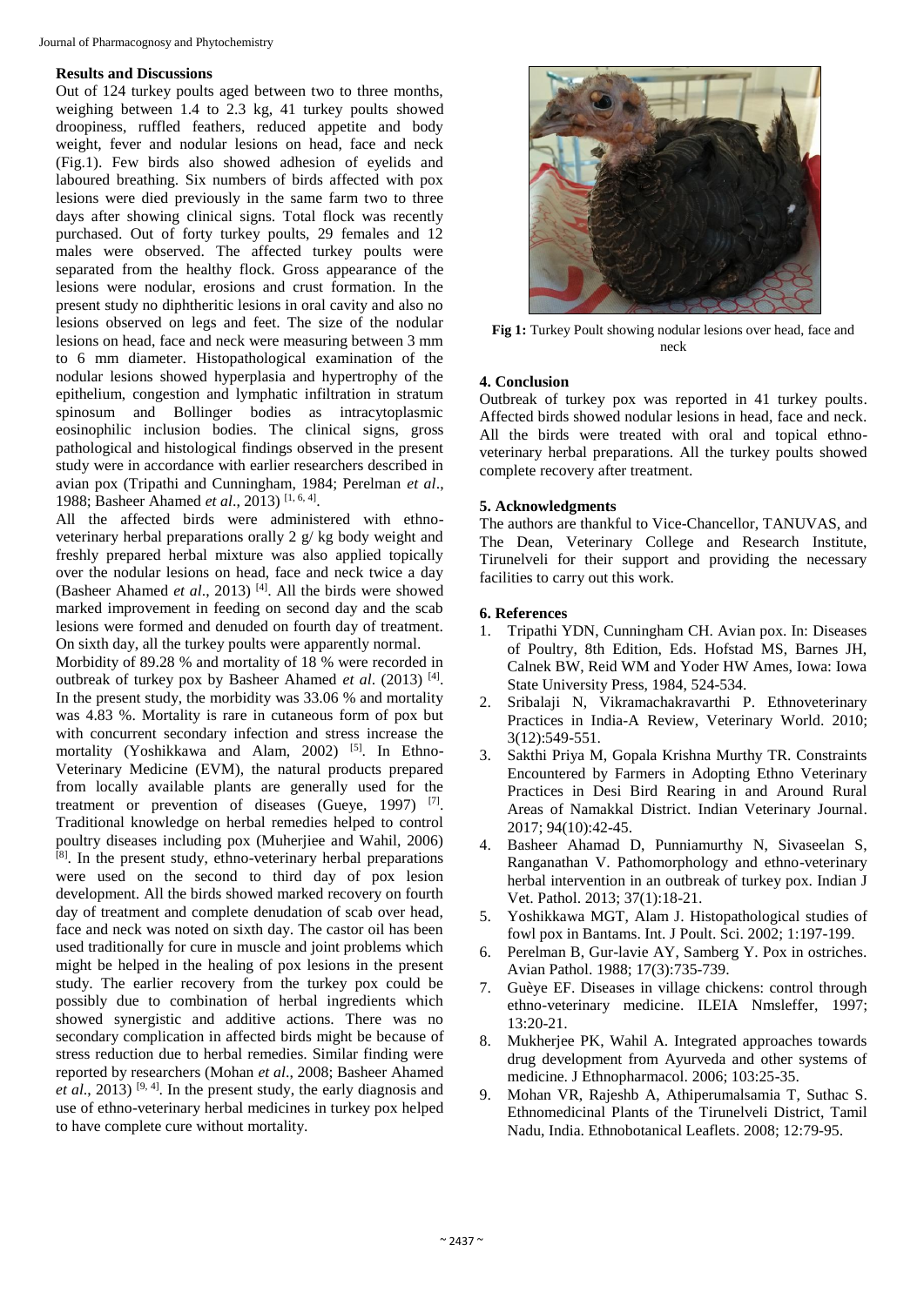### Results and Discussions

Out of 124 turkey poults aged between two to three months, weighing between 1.4 to 2.3 kg, 41 turkey poults showed droopiness, ruffled feathers, reduced appetite and body weight, fever and nodular lesions on head, face and neck (Fig.1). Few birds also showed adhesion of eyelids and laboured breathing. Six numbers of birds affected with pox lesions were died previously in the same farm two to three days after showing clinical signs. Total flock was recently purchased. Out of forty turkey poults, 29 females and 12 males were observed. The affected turkey poults were separated from the healthy flock. Gross appearance of the lesions were nodular, erosions and crust formation. In the present study no diphtheritic lesions in oral cavity and also no lesions observed on legs and feet. The size of the nodular lesions on head, face and neck were measuring between 3 mm to 6 mm diameter. Histopathological examination of the nodular lesions showed hyperplasia and hypertrophy of the epithelium, congestion and lymphatic infiltration in stratum spinosum and Bollinger bodies as intracytoplasmic eosinophilic inclusion bodies. The clinical signs, gross pathological and histological findings observed in the present study were in accordance with earlier researchers described in avian pox (Tripathi and Cunningham, 1984; Perelman *et al*., 1988; Basheer Ahamed *et al*., 2013) [1, 6, 4].

All the affected birds were administered with ethno-veterinary herbal preparations orally 2 g/ kg body weight and freshly prepared herbal mixture was also applied topically over the nodular lesions on head, face and neck twice a day (Basheer Ahamed *et al*., 2013) [4]. All the birds were showed marked improvement in feeding on second day and the scab lesions were formed and denuded on fourth day of treatment. On sixth day, all the turkey poults were apparently normal.

Morbidity of 89.28 % and mortality of 18 % were recorded in outbreak of turkey pox by Basheer Ahamed *et al*. (2013) [4]. In the present study, the morbidity was 33.06 % and mortality was 4.83 %. Mortality is rare in cutaneous form of pox but with concurrent secondary infection and stress increase the mortality (Yoshikkawa and Alam, 2002) [5]. In Ethno-Veterinary Medicine (EVM), the natural products prepared from locally available plants are generally used for the treatment or prevention of diseases (Gueye, 1997) [7]. Traditional knowledge on herbal remedies helped to control poultry diseases including pox (Muherjiee and Wahil, 2006) [8]. In the present study, ethno-veterinary herbal preparations were used on the second to third day of pox lesion development. All the birds showed marked recovery on fourth day of treatment and complete denudation of scab over head, face and neck was noted on sixth day. The castor oil has been used traditionally for cure in muscle and joint problems which might be helped in the healing of pox lesions in the present study. The earlier recovery from the turkey pox could be possibly due to combination of herbal ingredients which showed synergistic and additive actions. There was no secondary complication in affected birds might be because of stress reduction due to herbal remedies. Similar finding were reported by researchers (Mohan *et al*., 2008; Basheer Ahamed *et al*., 2013) [9, 4]. In the present study, the early diagnosis and use of ethno-veterinary herbal medicines in turkey pox helped to have complete cure without mortality.

**Fig 1:** Turkey Poult showing nodular lesions over head, face and neck

### 4. Conclusion

Outbreak of turkey pox was reported in 41 turkey poults. Affected birds showed nodular lesions in head, face and neck. All the birds were treated with oral and topical ethno-veterinary herbal preparations. All the turkey poults showed complete recovery after treatment.

### 5. Acknowledgments

The authors are thankful to Vice-Chancellor, TANUVAS, and The Dean, Veterinary College and Research Institute, Tirunelveli for their support and providing the necessary facilities to carry out this work.

### 6. References

1. Tripathi YDN, Cunningham CH. Avian pox. In: Diseases of Poultry, 8th Edition, Eds. Hofstad MS, Barnes JH, Calnek BW, Reid WM and Yoder HW Ames, Iowa: Iowa State University Press, 1984, 524-534.
2. Sribalaji N, Vikramachakravarthi P. Ethnoveterinary Practices in India-A Review, Veterinary World. 2010; 3(12):549-551.
3. Sakthi Priya M, Gopala Krishna Murthy TR. Constraints Encountered by Farmers in Adopting Ethno Veterinary Practices in Desi Bird Rearing in and Around Rural Areas of Namakkal District. Indian Veterinary Journal. 2017; 94(10):42-45.
4. Basheer Ahamad D, Punniamurthy N, Sivaseelan S, Ranganathan V. Pathomorphology and ethno-veterinary herbal intervention in an outbreak of turkey pox. Indian J Vet. Pathol. 2013; 37(1):18-21.
5. Yoshikkawa MGT, Alam J. Histopathological studies of fowl pox in Bantams. Int. J Poult. Sci. 2002; 1:197-199.
6. Perelman B, Gur-lavie AY, Samberg Y. Pox in ostriches. Avian Pathol. 1988; 17(3):735-739.
7. Guèye EF. Diseases in village chickens: control through ethno-veterinary medicine. ILEIA Nmsleffer, 1997; 13:20-21.
8. Mukherjee PK, Wahil A. Integrated approaches towards drug development from Ayurveda and other systems of medicine. J Ethnopharmacol. 2006; 103:25-35.
9. Mohan VR, Rajeshb A, Athiperumalsamia T, Suthac S. Ethnomedicinal Plants of the Tirunelveli District, Tamil Nadu, India. Ethnobotanical Leaflets. 2008; 12:79-95.